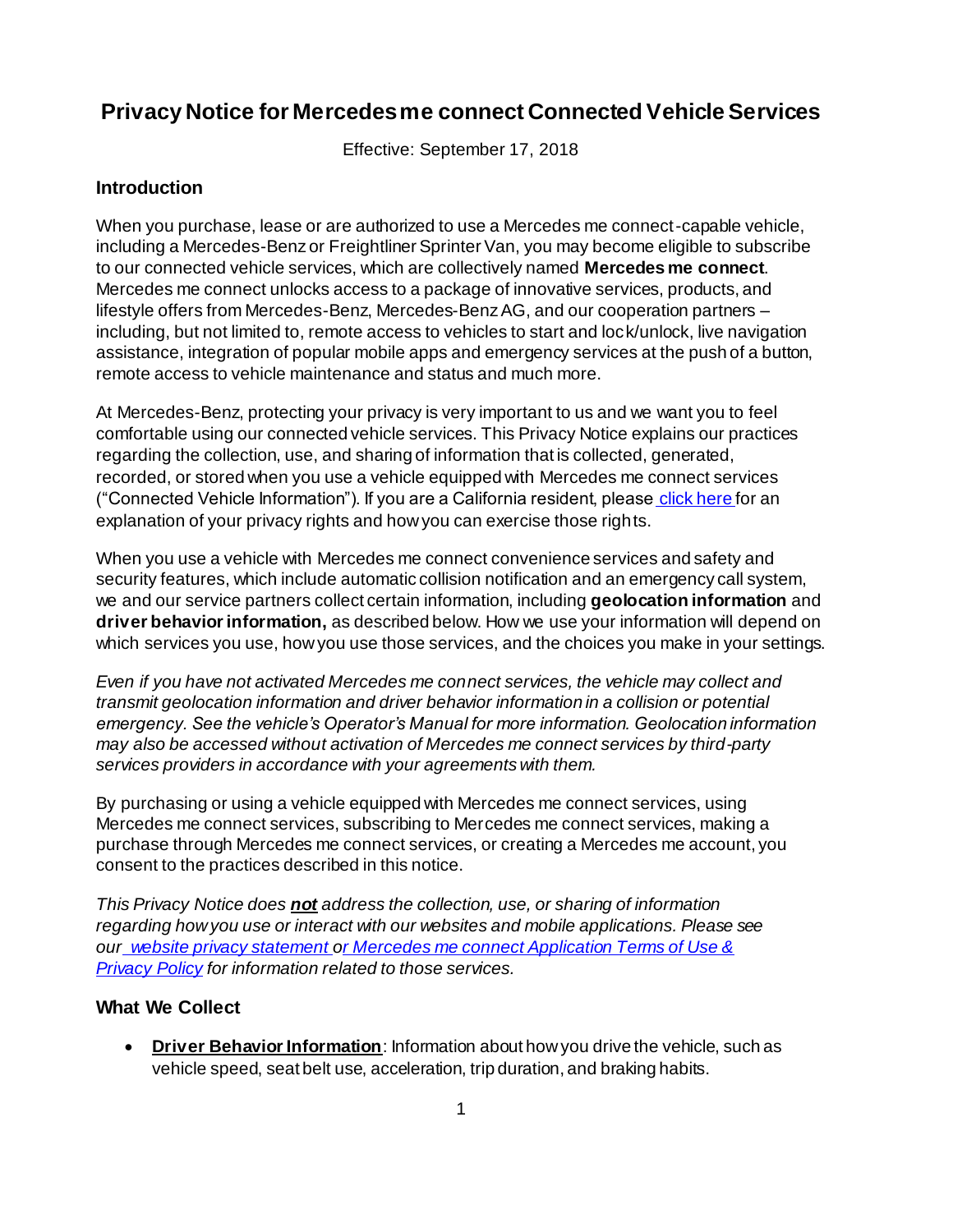# Privacy Notice for Mercedes me connect Connected Vehicle Services

Effective: September 17, 2018

## Introduction

When you purchase, lease or are authorized to use a Mercedes me connect-capable vehicle, including a Mercedes-Benz or Freightliner Sprinter Van, you may become eligible to subscribe to our connected vehicle services, which are collectively named **Mercedes me connect**. Mercedes me connect unlocks access to a package of innovative services, products, and lifestyle offers from Mercedes-Benz, Mercedes-Benz AG, and our cooperation partners – including, but not limited to, remote access to vehicles to start and lock/unlock, live navigation assistance, integration of popular mobile apps and emergency services at the push of a button, remote access to vehicle maintenance and status and much more.

At Mercedes-Benz, protecting your privacy is very important to us and we want you to feel comfortable using our connected vehicle services. This Privacy Notice explains our practices regarding the collection, use, and sharing of information that is collected, generated, recorded, or stored when you use a vehicle equipped with Mercedes me connect services ("Connected Vehicle Information"). If you are a California resident, please click here for an explanation of your privacy rights and how you can exercise those rights.

When you use a vehicle with Mercedes me connect convenience services and safety and security features, which include automatic collision notification and an emergency call system, we and our service partners collect certain information, including **geolocation information** and **driver behavior information,** as described below. How we use your information will depend on which services you use, how you use those services, and the choices you make in your settings.

*Even if you have not activated Mercedes me connect services, the vehicle may collect and transmit geolocation information and driver behavior information in a collision or potential emergency. See the vehicle's Operator's Manual for more information. Geolocation information may also be accessed without activation of Mercedes me connect services by third-party services providers in accordance with your agreements with them.*

By purchasing or using a vehicle equipped with Mercedes me connect services, using Mercedes me connect services, subscribing to Mercedes me connect services, making a purchase through Mercedes me connect services, or creating a Mercedes me account, you consent to the practices described in this notice.

*This Privacy Notice does **not** address the collection, use, or sharing of information regarding how you use or interact with our websites and mobile applications. Please see our website privacy statement or Mercedes me connect Application Terms of Use & Privacy Policy for information related to those services.*

## What We Collect

- **Driver Behavior Information**: Information about how you drive the vehicle, such as vehicle speed, seat belt use, acceleration, trip duration, and braking habits.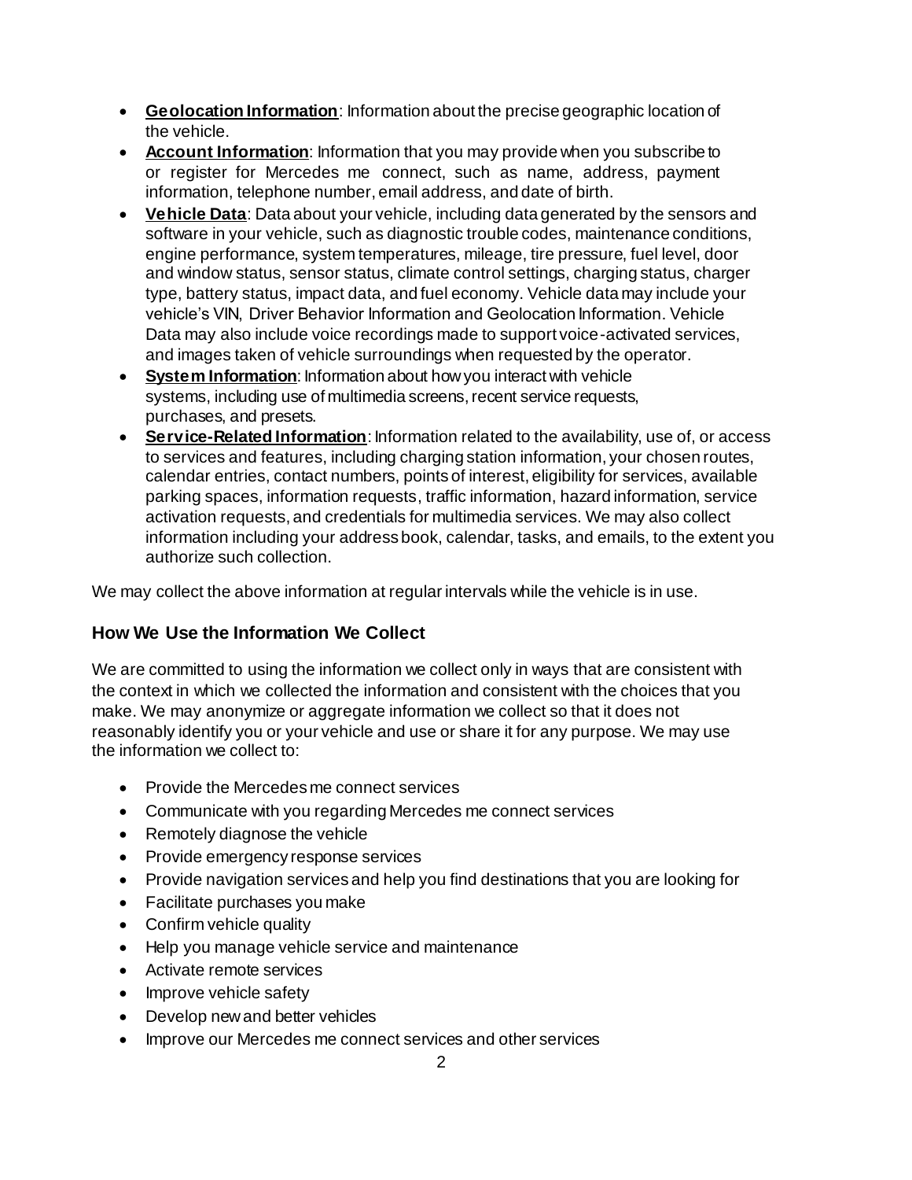- **Geolocation Information**: Information about the precise geographic location of the vehicle.
- **Account Information**: Information that you may provide when you subscribe to or register for Mercedes me connect, such as name, address, payment information, telephone number, email address, and date of birth.
- **Vehicle Data**: Data about your vehicle, including data generated by the sensors and software in your vehicle, such as diagnostic trouble codes, maintenance conditions, engine performance, system temperatures, mileage, tire pressure, fuel level, door and window status, sensor status, climate control settings, charging status, charger type, battery status, impact data, and fuel economy. Vehicle data may include your vehicle's VIN, Driver Behavior Information and Geolocation Information. Vehicle Data may also include voice recordings made to support voice-activated services, and images taken of vehicle surroundings when requested by the operator.
- **System Information**: Information about how you interact with vehicle systems, including use of multimedia screens, recent service requests, purchases, and presets.
- **Service-Related Information**: Information related to the availability, use of, or access to services and features, including charging station information, your chosen routes, calendar entries, contact numbers, points of interest, eligibility for services, available parking spaces, information requests, traffic information, hazard information, service activation requests, and credentials for multimedia services. We may also collect information including your address book, calendar, tasks, and emails, to the extent you authorize such collection.

We may collect the above information at regular intervals while the vehicle is in use.

## How We Use the Information We Collect

We are committed to using the information we collect only in ways that are consistent with the context in which we collected the information and consistent with the choices that you make. We may anonymize or aggregate information we collect so that it does not reasonably identify you or your vehicle and use or share it for any purpose. We may use the information we collect to:

- Provide the Mercedes me connect services
- Communicate with you regarding Mercedes me connect services
- Remotely diagnose the vehicle
- Provide emergency response services
- Provide navigation services and help you find destinations that you are looking for
- Facilitate purchases you make
- Confirm vehicle quality
- Help you manage vehicle service and maintenance
- Activate remote services
- Improve vehicle safety
- Develop new and better vehicles
- Improve our Mercedes me connect services and other services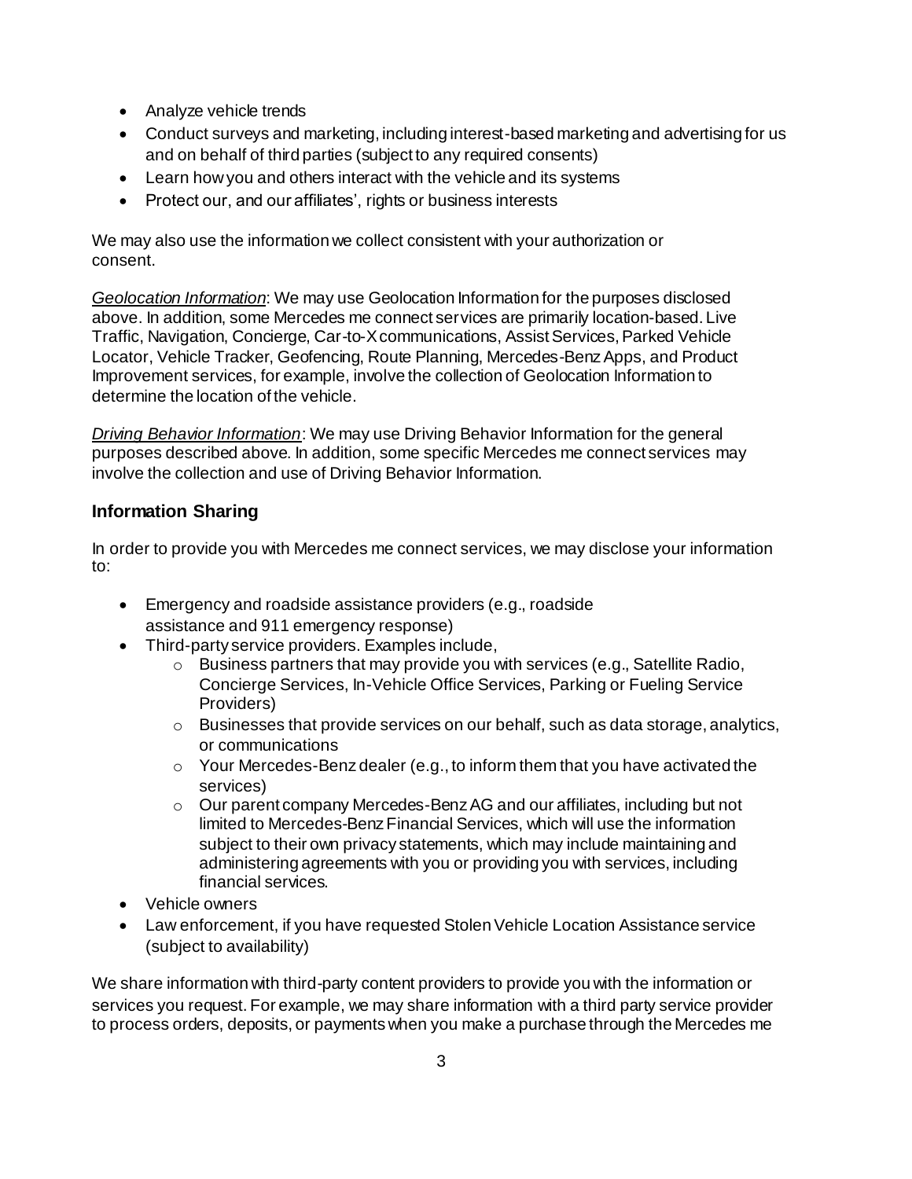- Analyze vehicle trends
- Conduct surveys and marketing, including interest-based marketing and advertising for us and on behalf of third parties (subject to any required consents)
- Learn how you and others interact with the vehicle and its systems
- Protect our, and our affiliates', rights or business interests

We may also use the information we collect consistent with your authorization or consent.

*Geolocation Information*: We may use Geolocation Information for the purposes disclosed above. In addition, some Mercedes me connect services are primarily location-based. Live Traffic, Navigation, Concierge, Car-to-X communications, Assist Services, Parked Vehicle Locator, Vehicle Tracker, Geofencing, Route Planning, Mercedes-Benz Apps, and Product Improvement services, for example, involve the collection of Geolocation Information to determine the location of the vehicle.

*Driving Behavior Information*: We may use Driving Behavior Information for the general purposes described above. In addition, some specific Mercedes me connect services may involve the collection and use of Driving Behavior Information.

## Information Sharing

In order to provide you with Mercedes me connect services, we may disclose your information to:

- Emergency and roadside assistance providers (e.g., roadside assistance and 911 emergency response)
- Third-party service providers. Examples include,
  - Business partners that may provide you with services (e.g., Satellite Radio, Concierge Services, In-Vehicle Office Services, Parking or Fueling Service Providers)
  - Businesses that provide services on our behalf, such as data storage, analytics, or communications
  - Your Mercedes-Benz dealer (e.g., to inform them that you have activated the services)
  - Our parent company Mercedes-Benz AG and our affiliates, including but not limited to Mercedes-Benz Financial Services, which will use the information subject to their own privacy statements, which may include maintaining and administering agreements with you or providing you with services, including financial services.
- Vehicle owners
- Law enforcement, if you have requested Stolen Vehicle Location Assistance service (subject to availability)

We share information with third-party content providers to provide you with the information or services you request. For example, we may share information with a third party service provider to process orders, deposits, or payments when you make a purchase through the Mercedes me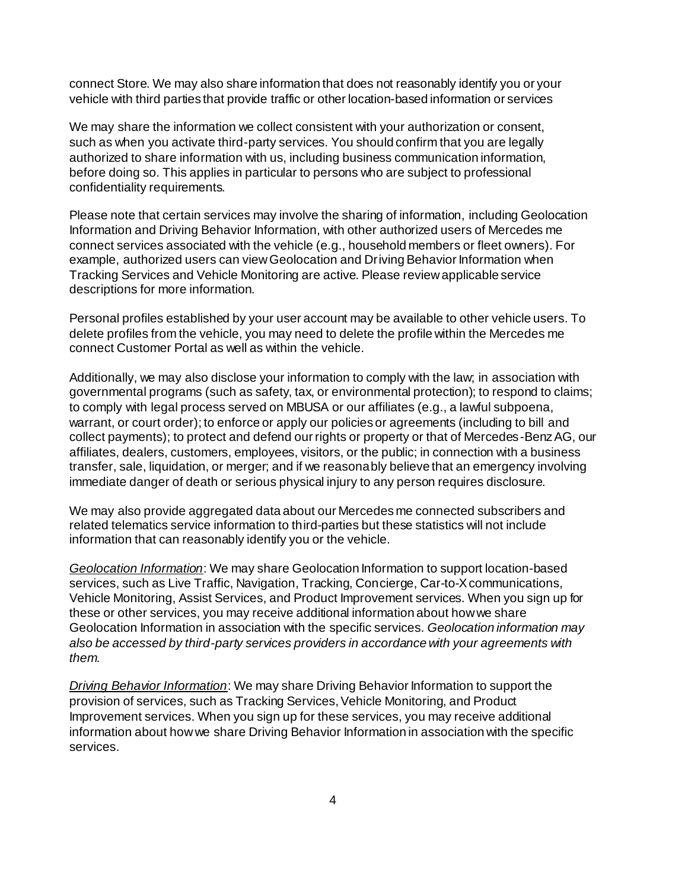connect Store. We may also share information that does not reasonably identify you or your vehicle with third parties that provide traffic or other location-based information or services

We may share the information we collect consistent with your authorization or consent, such as when you activate third-party services. You should confirm that you are legally authorized to share information with us, including business communication information, before doing so. This applies in particular to persons who are subject to professional confidentiality requirements.

Please note that certain services may involve the sharing of information, including Geolocation Information and Driving Behavior Information, with other authorized users of Mercedes me connect services associated with the vehicle (e.g., household members or fleet owners). For example, authorized users can view Geolocation and Driving Behavior Information when Tracking Services and Vehicle Monitoring are active. Please review applicable service descriptions for more information.

Personal profiles established by your user account may be available to other vehicle users. To delete profiles from the vehicle, you may need to delete the profile within the Mercedes me connect Customer Portal as well as within the vehicle.

Additionally, we may also disclose your information to comply with the law; in association with governmental programs (such as safety, tax, or environmental protection); to respond to claims; to comply with legal process served on MBUSA or our affiliates (e.g., a lawful subpoena, warrant, or court order); to enforce or apply our policies or agreements (including to bill and collect payments); to protect and defend our rights or property or that of Mercedes-Benz AG, our affiliates, dealers, customers, employees, visitors, or the public; in connection with a business transfer, sale, liquidation, or merger; and if we reasonably believe that an emergency involving immediate danger of death or serious physical injury to any person requires disclosure.

We may also provide aggregated data about our Mercedes me connected subscribers and related telematics service information to third-parties but these statistics will not include information that can reasonably identify you or the vehicle.

<u>*Geolocation Information*</u>: We may share Geolocation Information to support location-based services, such as Live Traffic, Navigation, Tracking, Concierge, Car-to-X communications, Vehicle Monitoring, Assist Services, and Product Improvement services. When you sign up for these or other services, you may receive additional information about how we share Geolocation Information in association with the specific services. *Geolocation information may also be accessed by third-party services providers in accordance with your agreements with them.*

<u>*Driving Behavior Information*</u>: We may share Driving Behavior Information to support the provision of services, such as Tracking Services, Vehicle Monitoring, and Product Improvement services. When you sign up for these services, you may receive additional information about how we share Driving Behavior Information in association with the specific services.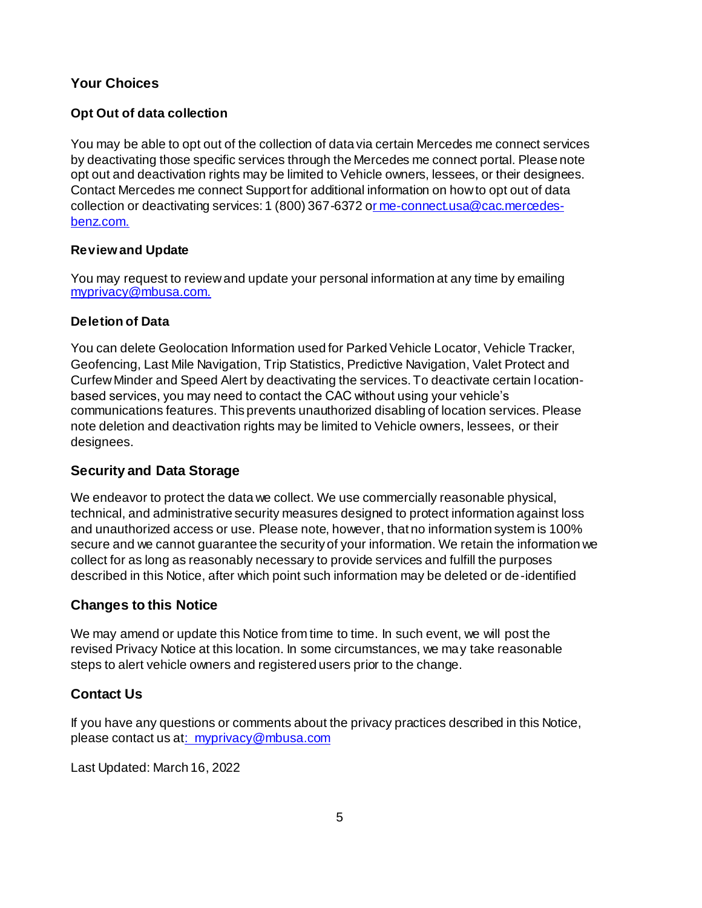## Your Choices

### Opt Out of data collection

You may be able to opt out of the collection of data via certain Mercedes me connect services by deactivating those specific services through the Mercedes me connect portal. Please note opt out and deactivation rights may be limited to Vehicle owners, lessees, or their designees. Contact Mercedes me connect Support for additional information on how to opt out of data collection or deactivating services: 1 (800) 367-6372 or me-connect.usa@cac.mercedes-benz.com.

### Review and Update

You may request to review and update your personal information at any time by emailing myprivacy@mbusa.com.

### Deletion of Data

You can delete Geolocation Information used for Parked Vehicle Locator, Vehicle Tracker, Geofencing, Last Mile Navigation, Trip Statistics, Predictive Navigation, Valet Protect and Curfew Minder and Speed Alert by deactivating the services. To deactivate certain location-based services, you may need to contact the CAC without using your vehicle's communications features. This prevents unauthorized disabling of location services. Please note deletion and deactivation rights may be limited to Vehicle owners, lessees, or their designees.

## Security and Data Storage

We endeavor to protect the data we collect. We use commercially reasonable physical, technical, and administrative security measures designed to protect information against loss and unauthorized access or use. Please note, however, that no information system is 100% secure and we cannot guarantee the security of your information. We retain the information we collect for as long as reasonably necessary to provide services and fulfill the purposes described in this Notice, after which point such information may be deleted or de-identified

## Changes to this Notice

We may amend or update this Notice from time to time. In such event, we will post the revised Privacy Notice at this location. In some circumstances, we may take reasonable steps to alert vehicle owners and registered users prior to the change.

## Contact Us

If you have any questions or comments about the privacy practices described in this Notice, please contact us at: myprivacy@mbusa.com

Last Updated: March 16, 2022